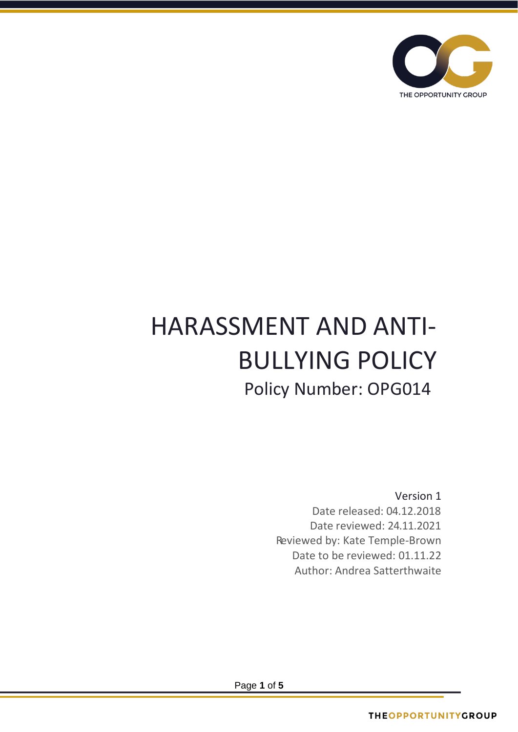# HARASSMENT AND ANTI-BULLYING POLICY

Policy Number: OPG014

Version 1

Date released: 04.12.2018

Date reviewed: 24.11.2021

Reviewed by: Kate Temple-Brown

Date to be reviewed: 01.11.22

Author: Andrea Satterthwaite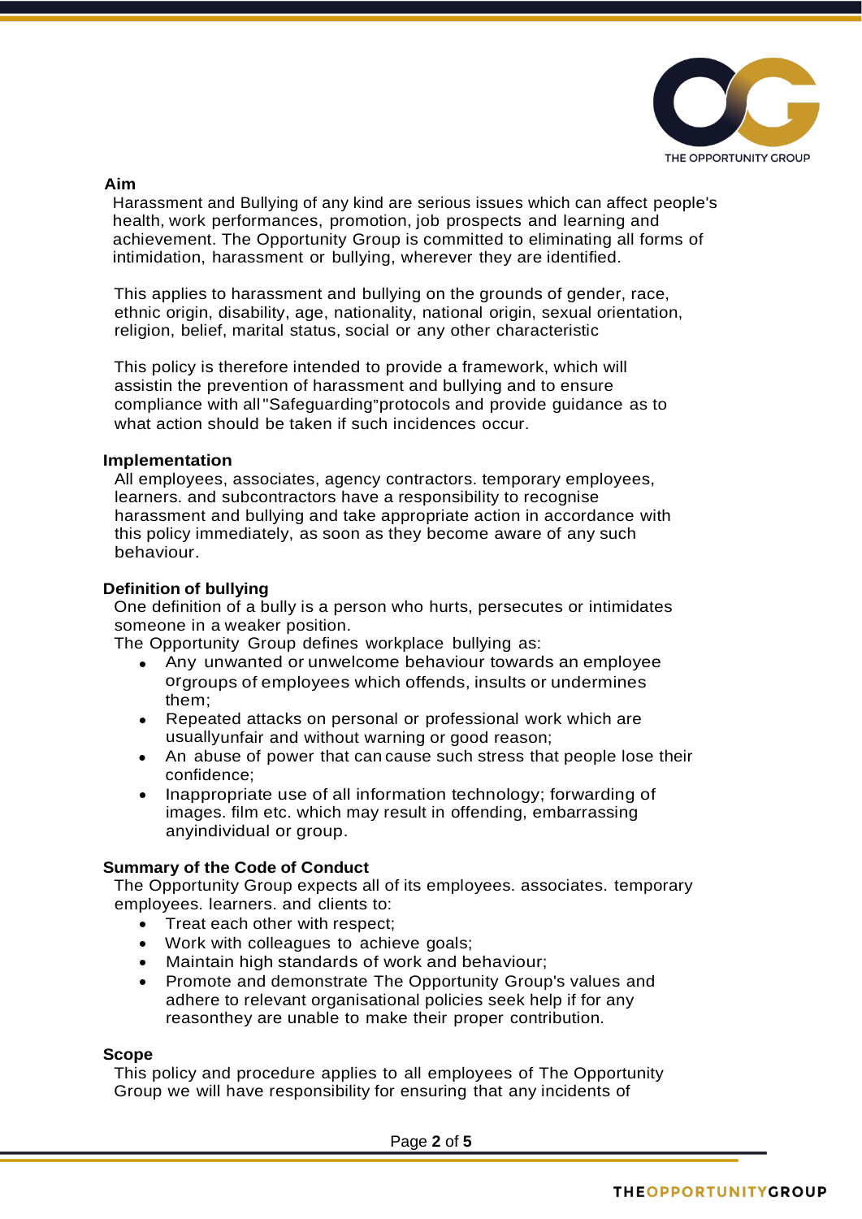## Aim

Harassment and Bullying of any kind are serious issues which can affect people's health, work performances, promotion, job prospects and learning and achievement. The Opportunity Group is committed to eliminating all forms of intimidation, harassment or bullying, wherever they are identified.

This applies to harassment and bullying on the grounds of gender, race, ethnic origin, disability, age, nationality, national origin, sexual orientation, religion, belief, marital status, social or any other characteristic

This policy is therefore intended to provide a framework, which will assistin the prevention of harassment and bullying and to ensure compliance with all "Safeguarding" protocols and provide guidance as to what action should be taken if such incidences occur.

## Implementation

All employees, associates, agency contractors. temporary employees, learners. and subcontractors have a responsibility to recognise harassment and bullying and take appropriate action in accordance with this policy immediately, as soon as they become aware of any such behaviour.

## Definition of bullying

One definition of a bully is a person who hurts, persecutes or intimidates someone in a weaker position.

The Opportunity Group defines workplace bullying as:

- Any unwanted or unwelcome behaviour towards an employee orgroups of employees which offends, insults or undermines them;
- Repeated attacks on personal or professional work which are usuallyunfair and without warning or good reason;
- An abuse of power that can cause such stress that people lose their confidence;
- Inappropriate use of all information technology; forwarding of images. film etc. which may result in offending, embarrassing anyindividual or group.

## Summary of the Code of Conduct

The Opportunity Group expects all of its employees. associates. temporary employees. learners. and clients to:

- Treat each other with respect;
- Work with colleagues to achieve goals;
- Maintain high standards of work and behaviour;
- Promote and demonstrate The Opportunity Group's values and adhere to relevant organisational policies seek help if for any reasonthey are unable to make their proper contribution.

## Scope

This policy and procedure applies to all employees of The Opportunity Group we will have responsibility for ensuring that any incidents of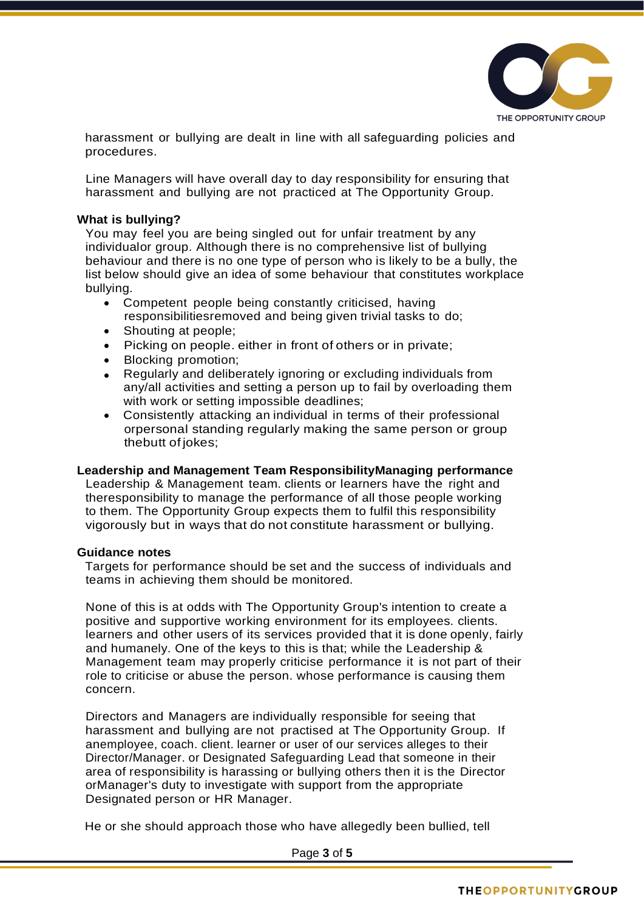harassment or bullying are dealt in line with all safeguarding policies and procedures.

Line Managers will have overall day to day responsibility for ensuring that harassment and bullying are not practiced at The Opportunity Group.

**What is bullying?**

You may feel you are being singled out for unfair treatment by any individualor group. Although there is no comprehensive list of bullying behaviour and there is no one type of person who is likely to be a bully, the list below should give an idea of some behaviour that constitutes workplace bullying.

- Competent people being constantly criticised, having responsibilitiesremoved and being given trivial tasks to do;
- Shouting at people;
- Picking on people. either in front of others or in private;
- Blocking promotion;
- Regularly and deliberately ignoring or excluding individuals from any/all activities and setting a person up to fail by overloading them with work or setting impossible deadlines;
- Consistently attacking an individual in terms of their professional orpersonal standing regularly making the same person or group thebutt of jokes;

**Leadership and Management Team ResponsibilityManaging performance**

Leadership & Management team. clients or learners have the right and theresponsibility to manage the performance of all those people working to them. The Opportunity Group expects them to fulfil this responsibility vigorously but in ways that do not constitute harassment or bullying.

**Guidance notes**

Targets for performance should be set and the success of individuals and teams in achieving them should be monitored.

None of this is at odds with The Opportunity Group's intention to create a positive and supportive working environment for its employees. clients. learners and other users of its services provided that it is done openly, fairly and humanely. One of the keys to this is that; while the Leadership & Management team may properly criticise performance it is not part of their role to criticise or abuse the person. whose performance is causing them concern.

Directors and Managers are individually responsible for seeing that harassment and bullying are not practised at The Opportunity Group. If anemployee, coach. client. learner or user of our services alleges to their Director/Manager. or Designated Safeguarding Lead that someone in their area of responsibility is harassing or bullying others then it is the Director orManager's duty to investigate with support from the appropriate Designated person or HR Manager.

He or she should approach those who have allegedly been bullied, tell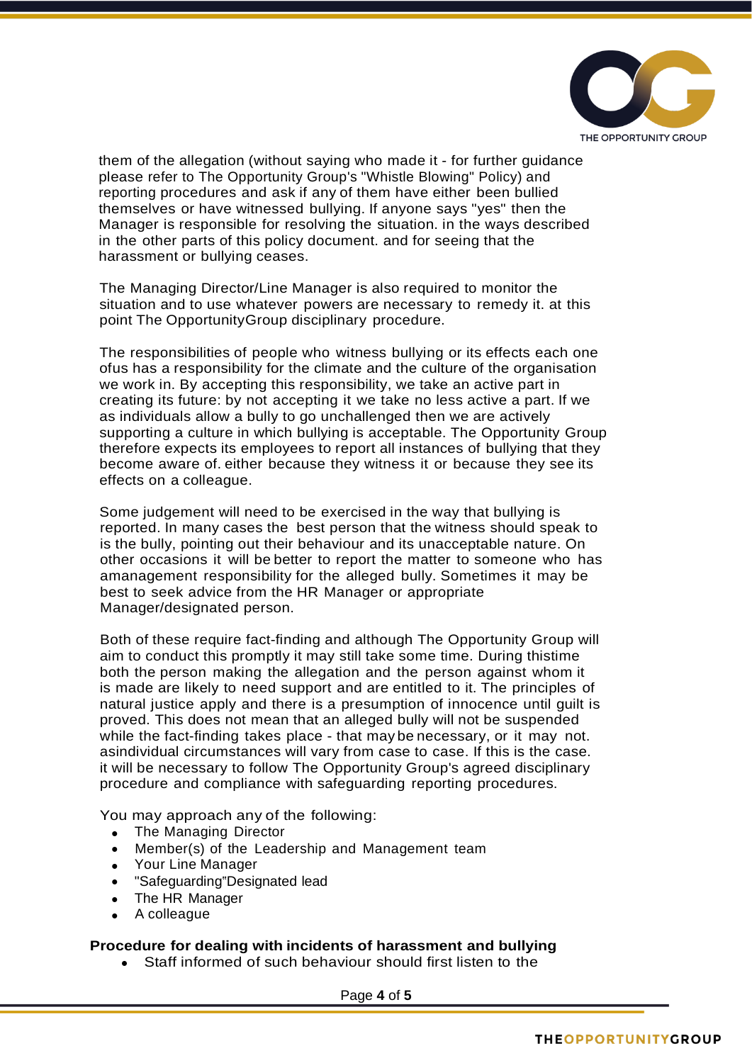them of the allegation (without saying who made it - for further guidance please refer to The Opportunity Group's "Whistle Blowing" Policy) and reporting procedures and ask if any of them have either been bullied themselves or have witnessed bullying. If anyone says "yes" then the Manager is responsible for resolving the situation. in the ways described in the other parts of this policy document. and for seeing that the harassment or bullying ceases.

The Managing Director/Line Manager is also required to monitor the situation and to use whatever powers are necessary to remedy it. at this point The OpportunityGroup disciplinary procedure.

The responsibilities of people who witness bullying or its effects each one ofus has a responsibility for the climate and the culture of the organisation we work in. By accepting this responsibility, we take an active part in creating its future: by not accepting it we take no less active a part. If we as individuals allow a bully to go unchallenged then we are actively supporting a culture in which bullying is acceptable. The Opportunity Group therefore expects its employees to report all instances of bullying that they become aware of. either because they witness it or because they see its effects on a colleague.

Some judgement will need to be exercised in the way that bullying is reported. In many cases the best person that the witness should speak to is the bully, pointing out their behaviour and its unacceptable nature. On other occasions it will be better to report the matter to someone who has amanagement responsibility for the alleged bully. Sometimes it may be best to seek advice from the HR Manager or appropriate Manager/designated person.

Both of these require fact-finding and although The Opportunity Group will aim to conduct this promptly it may still take some time. During thistime both the person making the allegation and the person against whom it is made are likely to need support and are entitled to it. The principles of natural justice apply and there is a presumption of innocence until guilt is proved. This does not mean that an alleged bully will not be suspended while the fact-finding takes place - that may be necessary, or it may not. asindividual circumstances will vary from case to case. If this is the case. it will be necessary to follow The Opportunity Group's agreed disciplinary procedure and compliance with safeguarding reporting procedures.

You may approach any of the following:

- The Managing Director
- Member(s) of the Leadership and Management team
- Your Line Manager
- "Safeguarding"Designated lead
- The HR Manager
- A colleague

**Procedure for dealing with incidents of harassment and bullying**

- Staff informed of such behaviour should first listen to the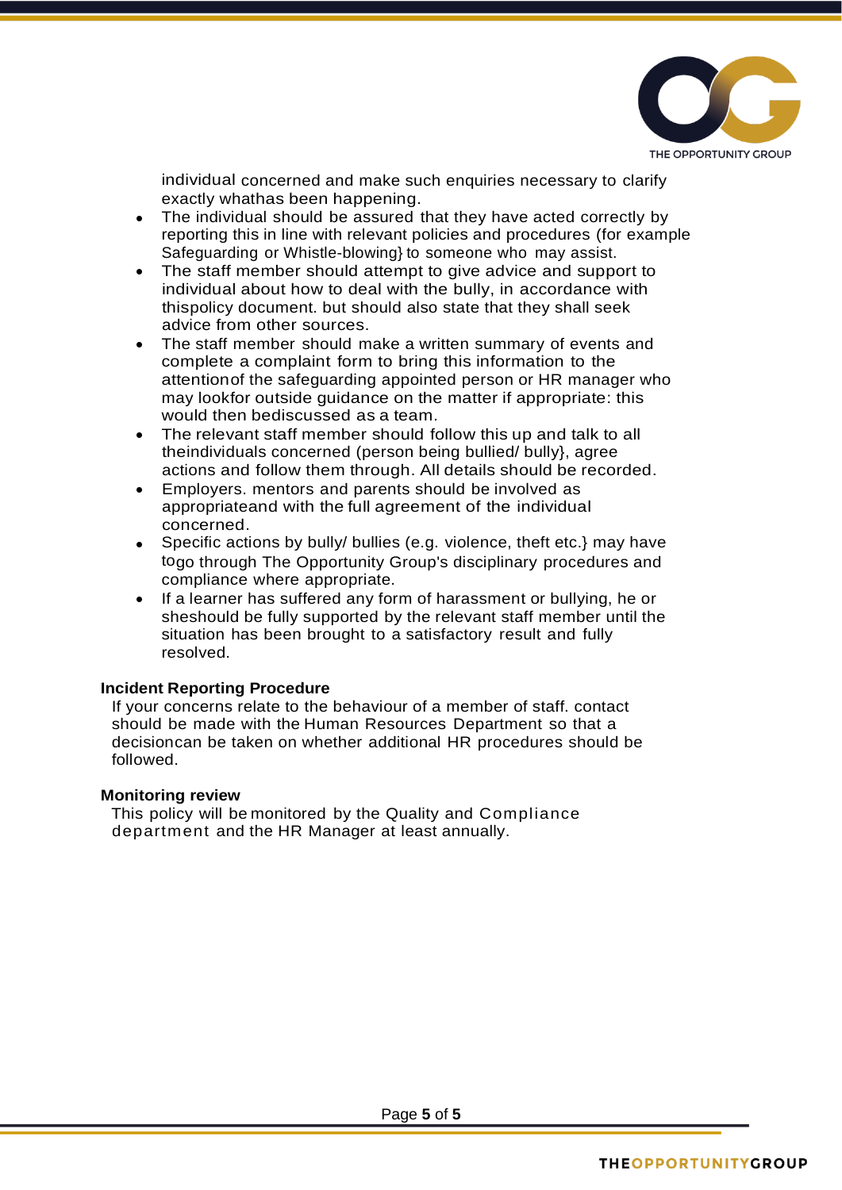individual concerned and make such enquiries necessary to clarify exactly whathas been happening.

- The individual should be assured that they have acted correctly by reporting this in line with relevant policies and procedures (for example Safeguarding or Whistle-blowing} to someone who may assist.
- The staff member should attempt to give advice and support to individual about how to deal with the bully, in accordance with thispolicy document. but should also state that they shall seek advice from other sources.
- The staff member should make a written summary of events and complete a complaint form to bring this information to the attentionof the safeguarding appointed person or HR manager who may lookfor outside guidance on the matter if appropriate: this would then bediscussed as a team.
- The relevant staff member should follow this up and talk to all theindividuals concerned (person being bullied/ bully}, agree actions and follow them through. All details should be recorded.
- Employers. mentors and parents should be involved as appropriateand with the full agreement of the individual concerned.
- Specific actions by bully/ bullies (e.g. violence, theft etc.} may have togo through The Opportunity Group's disciplinary procedures and compliance where appropriate.
- If a learner has suffered any form of harassment or bullying, he or sheshould be fully supported by the relevant staff member until the situation has been brought to a satisfactory result and fully resolved.

**Incident Reporting Procedure**

If your concerns relate to the behaviour of a member of staff. contact should be made with the Human Resources Department so that a decisioncan be taken on whether additional HR procedures should be followed.

**Monitoring review**

This policy will be monitored by the Quality and Compliance department and the HR Manager at least annually.